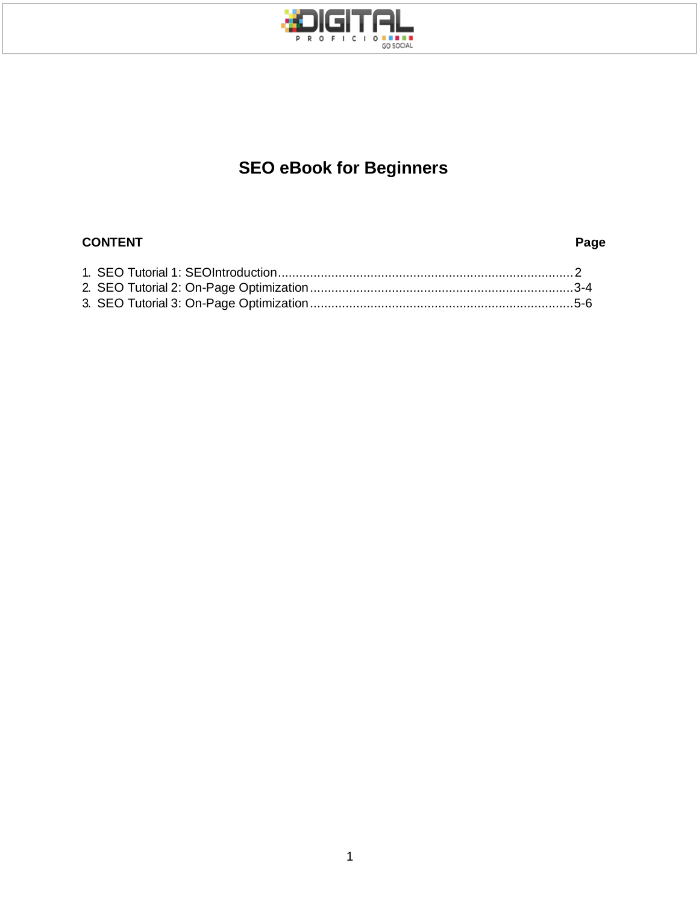# SEO eBook for Beginners

**CONTENT** **Page**

1. SEO Tutorial 1: SEOIntroduction....................................................................................2
2. SEO Tutorial 2: On-Page Optimization..........................................................................3-4
3. SEO Tutorial 3: On-Page Optimization..........................................................................5-6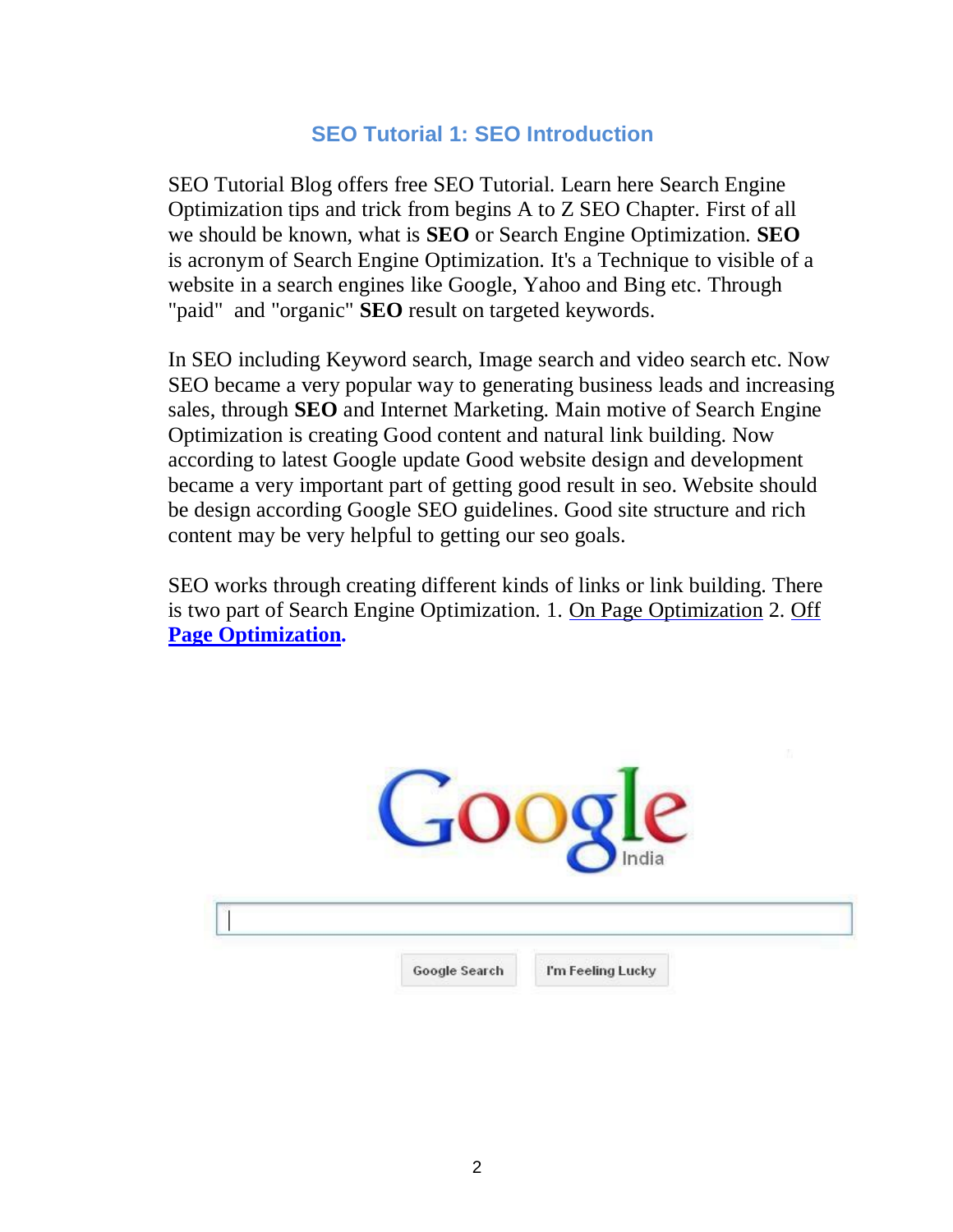## SEO Tutorial 1: SEO Introduction

SEO Tutorial Blog offers free SEO Tutorial. Learn here Search Engine Optimization tips and trick from begins A to Z SEO Chapter. First of all we should be known, what is **SEO** or Search Engine Optimization. **SEO** is acronym of Search Engine Optimization. It's a Technique to visible of a website in a search engines like Google, Yahoo and Bing etc. Through "paid" and "organic" **SEO** result on targeted keywords.

In SEO including Keyword search, Image search and video search etc. Now SEO became a very popular way to generating business leads and increasing sales, through **SEO** and Internet Marketing. Main motive of Search Engine Optimization is creating Good content and natural link building. Now according to latest Google update Good website design and development became a very important part of getting good result in seo. Website should be design according Google SEO guidelines. Good site structure and rich content may be very helpful to getting our seo goals.

SEO works through creating different kinds of links or link building. There is two part of Search Engine Optimization. 1. On Page Optimization 2. Off **Page Optimization.**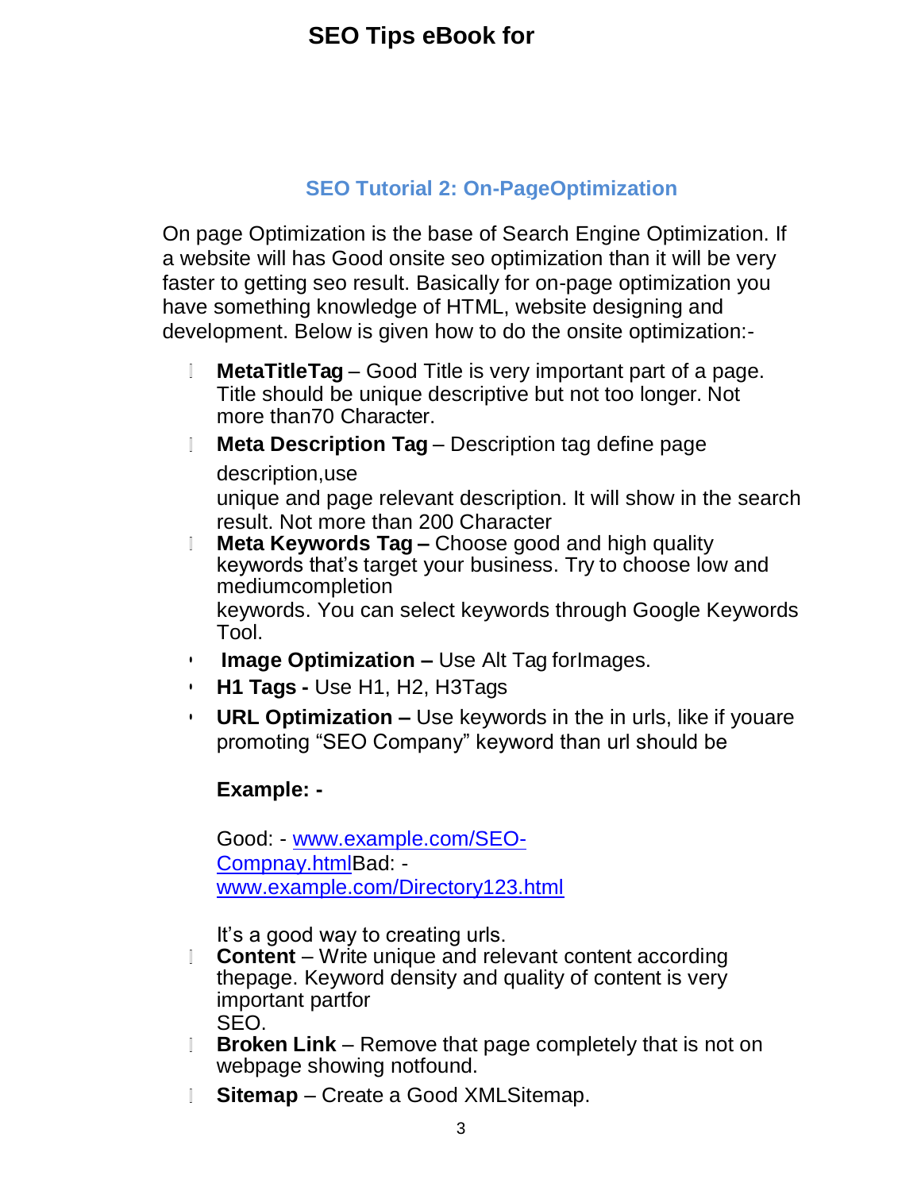## SEO Tutorial 2: On-PageOptimization

On page Optimization is the base of Search Engine Optimization. If a website will has Good onsite seo optimization than it will be very faster to getting seo result. Basically for on-page optimization you have something knowledge of HTML, website designing and development. Below is given how to do the onsite optimization:-

- **MetaTitleTag** – Good Title is very important part of a page. Title should be unique descriptive but not too longer. Not more than70 Character.
- **Meta Description Tag** – Description tag define page description,use unique and page relevant description. It will show in the search result. Not more than 200 Character
- **Meta Keywords Tag –** Choose good and high quality keywords that's target your business. Try to choose low and mediumcompletion keywords. You can select keywords through Google Keywords Tool.
- **Image Optimization –** Use Alt Tag forImages.
- **H1 Tags -** Use H1, H2, H3Tags
- **URL Optimization –** Use keywords in the in urls, like if youare promoting "SEO Company" keyword than url should be

  **Example: -**

  Good: - www.example.com/SEO-Compnay.htmlBad: - www.example.com/Directory123.html

  It's a good way to creating urls.
- **Content** – Write unique and relevant content according thepage. Keyword density and quality of content is very important partfor SEO.
- **Broken Link** – Remove that page completely that is not on webpage showing notfound.
- **Sitemap** – Create a Good XMLSitemap.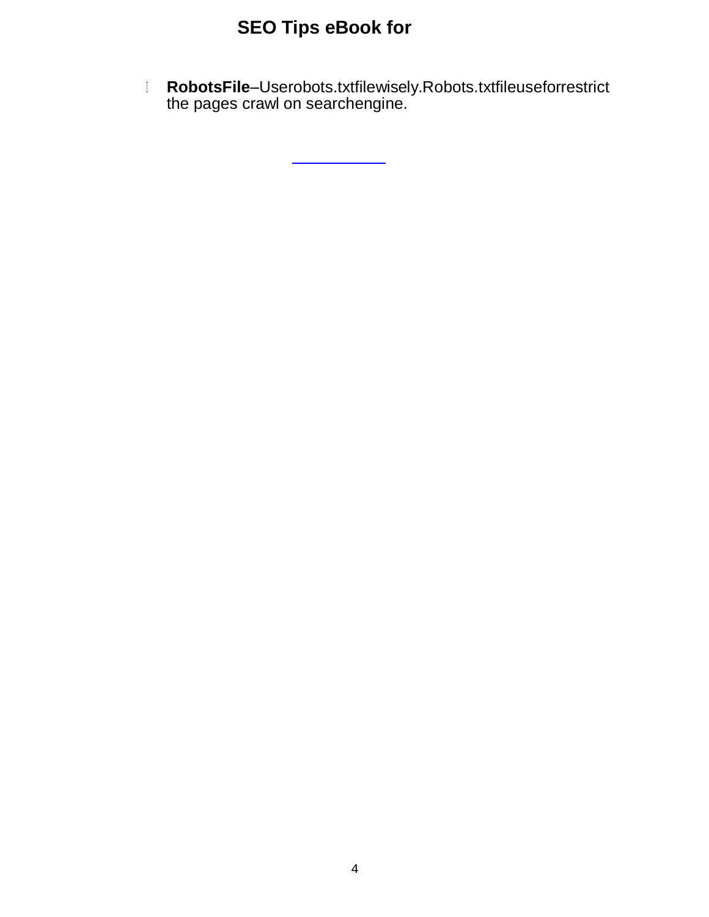- **RobotsFile**–Userobots.txtfilewisely.Robots.txtfileuseforrestrict the pages crawl on searchengine.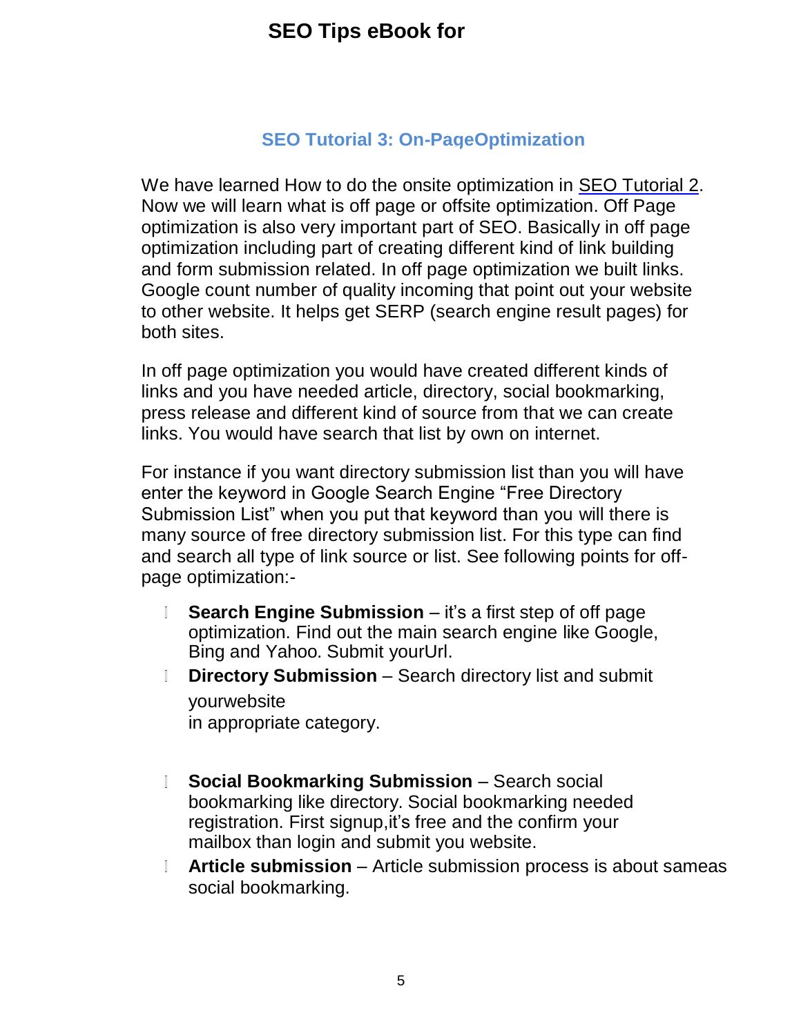## SEO Tutorial 3: On-PageOptimization

We have learned How to do the onsite optimization in SEO Tutorial 2. Now we will learn what is off page or offsite optimization. Off Page optimization is also very important part of SEO. Basically in off page optimization including part of creating different kind of link building and form submission related. In off page optimization we built links. Google count number of quality incoming that point out your website to other website. It helps get SERP (search engine result pages) for both sites.

In off page optimization you would have created different kinds of links and you have needed article, directory, social bookmarking, press release and different kind of source from that we can create links. You would have search that list by own on internet.

For instance if you want directory submission list than you will have enter the keyword in Google Search Engine "Free Directory Submission List" when you put that keyword than you will there is many source of free directory submission list. For this type can find and search all type of link source or list. See following points for off-page optimization:-

- **Search Engine Submission** – it's a first step of off page optimization. Find out the main search engine like Google, Bing and Yahoo. Submit yourUrl.
- **Directory Submission** – Search directory list and submit yourwebsite in appropriate category.
- **Social Bookmarking Submission** – Search social bookmarking like directory. Social bookmarking needed registration. First signup,it's free and the confirm your mailbox than login and submit you website.
- **Article submission** – Article submission process is about sameas social bookmarking.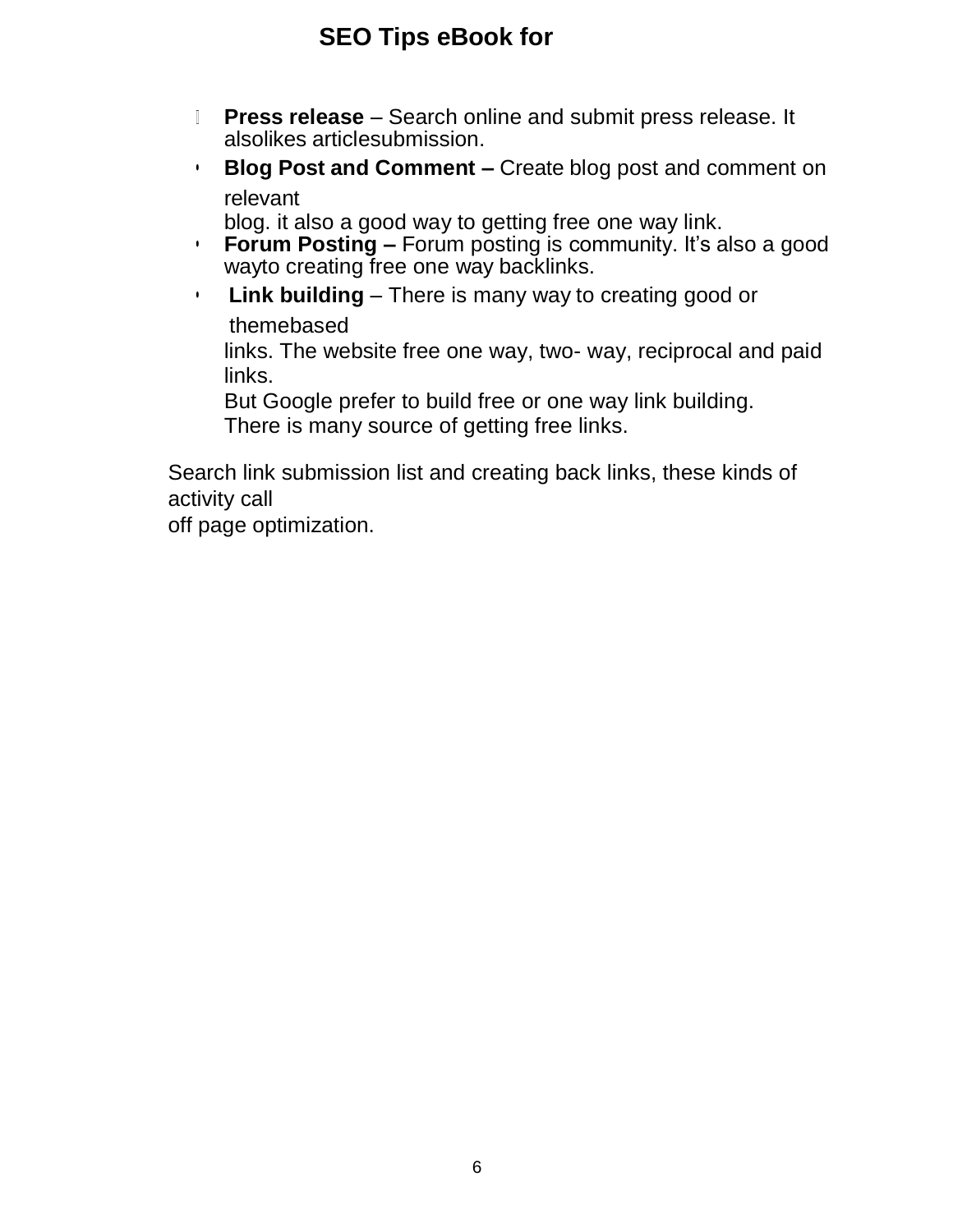- **Press release** – Search online and submit press release. It alsolikes articlesubmission.
- **Blog Post and Comment –** Create blog post and comment on relevant blog. it also a good way to getting free one way link.
- **Forum Posting –** Forum posting is community. It's also a good wayto creating free one way backlinks.
- **Link building** – There is many way to creating good or themebased links. The website free one way, two- way, reciprocal and paid links.

  But Google prefer to build free or one way link building.

  There is many source of getting free links.

Search link submission list and creating back links, these kinds of activity call off page optimization.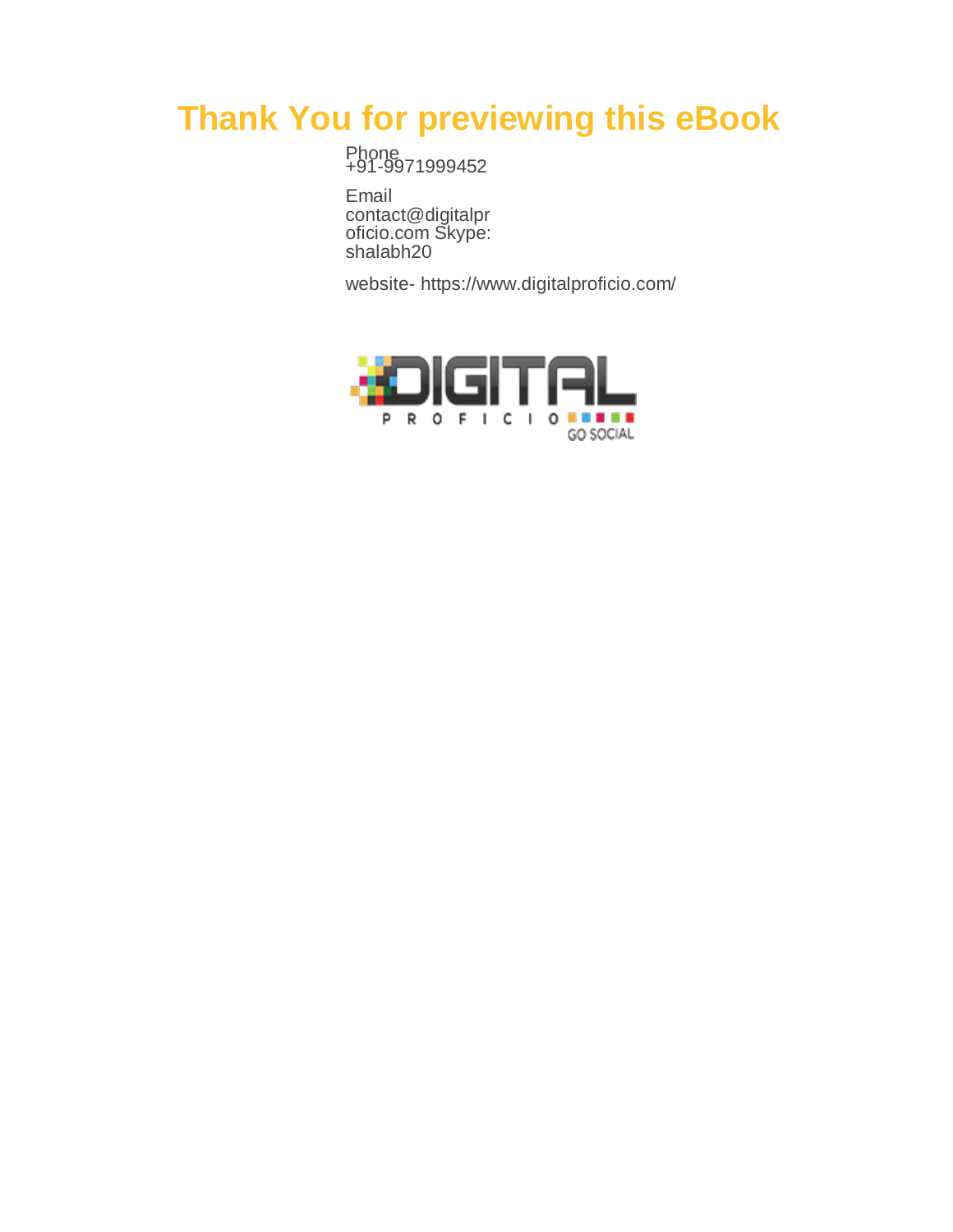# Thank You for previewing this eBook

Phone
+91-9971999452

Email
contact@digitalproficio.com Skype:
shalabh20

website- https://www.digitalproficio.com/